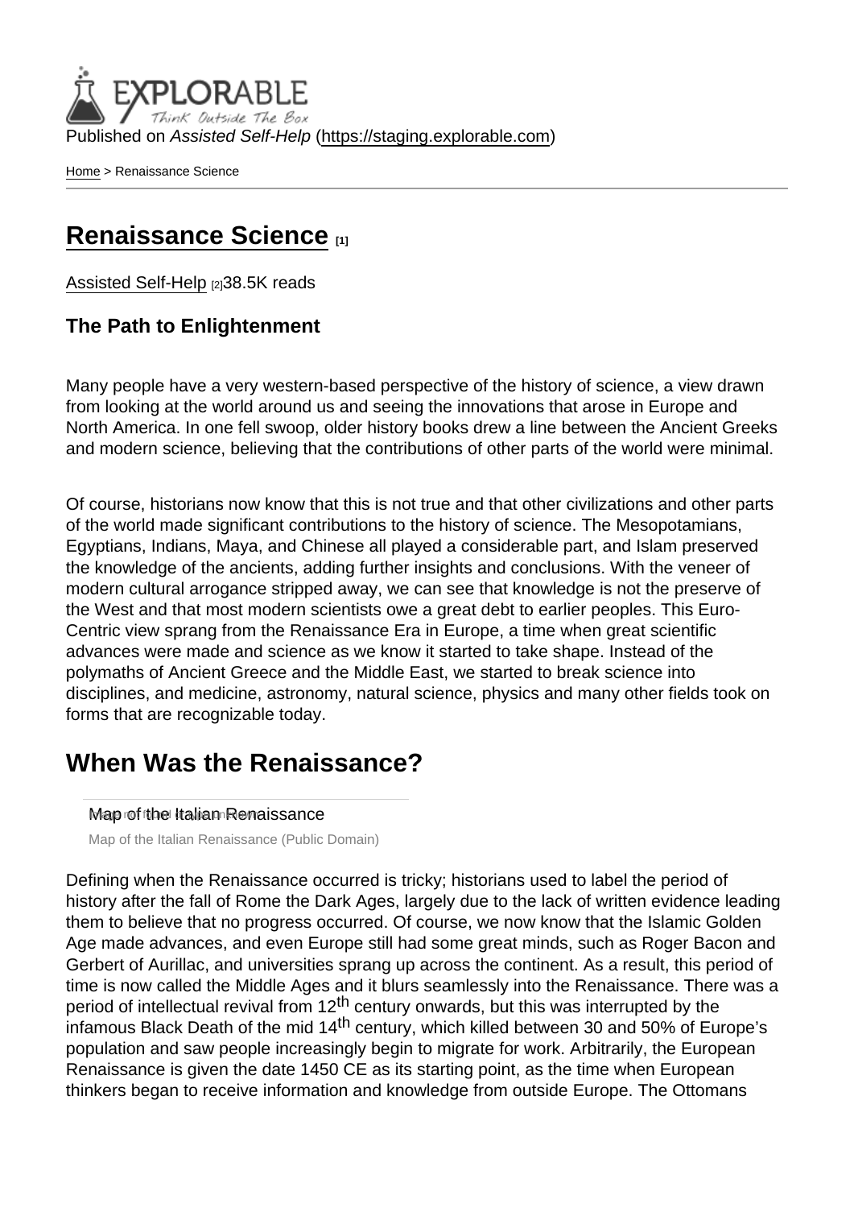Published on *Assisted Self-Help* (https://staging.explorable.com)

Home > Renaissance Science

# Renaissance Science [1]

Assisted Self-Help [2]38.5K reads

### The Path to Enlightenment

Many people have a very western-based perspective of the history of science, a view drawn from looking at the world around us and seeing the innovations that arose in Europe and North America. In one fell swoop, older history books drew a line between the Ancient Greeks and modern science, believing that the contributions of other parts of the world were minimal.

Of course, historians now know that this is not true and that other civilizations and other parts of the world made significant contributions to the history of science. The Mesopotamians, Egyptians, Indians, Maya, and Chinese all played a considerable part, and Islam preserved the knowledge of the ancients, adding further insights and conclusions. With the veneer of modern cultural arrogance stripped away, we can see that knowledge is not the preserve of the West and that most modern scientists owe a great debt to earlier peoples. This Euro-Centric view sprang from the Renaissance Era in Europe, a time when great scientific advances were made and science as we know it started to take shape. Instead of the polymaths of Ancient Greece and the Middle East, we started to break science into disciplines, and medicine, astronomy, natural science, physics and many other fields took on forms that are recognizable today.

## When Was the Renaissance?

Map of the Italian Renaissance

Map of the Italian Renaissance (Public Domain)

Defining when the Renaissance occurred is tricky; historians used to label the period of history after the fall of Rome the Dark Ages, largely due to the lack of written evidence leading them to believe that no progress occurred. Of course, we now know that the Islamic Golden Age made advances, and even Europe still had some great minds, such as Roger Bacon and Gerbert of Aurillac, and universities sprang up across the continent. As a result, this period of time is now called the Middle Ages and it blurs seamlessly into the Renaissance. There was a period of intellectual revival from 12th century onwards, but this was interrupted by the infamous Black Death of the mid 14th century, which killed between 30 and 50% of Europe's population and saw people increasingly begin to migrate for work. Arbitrarily, the European Renaissance is given the date 1450 CE as its starting point, as the time when European thinkers began to receive information and knowledge from outside Europe. The Ottomans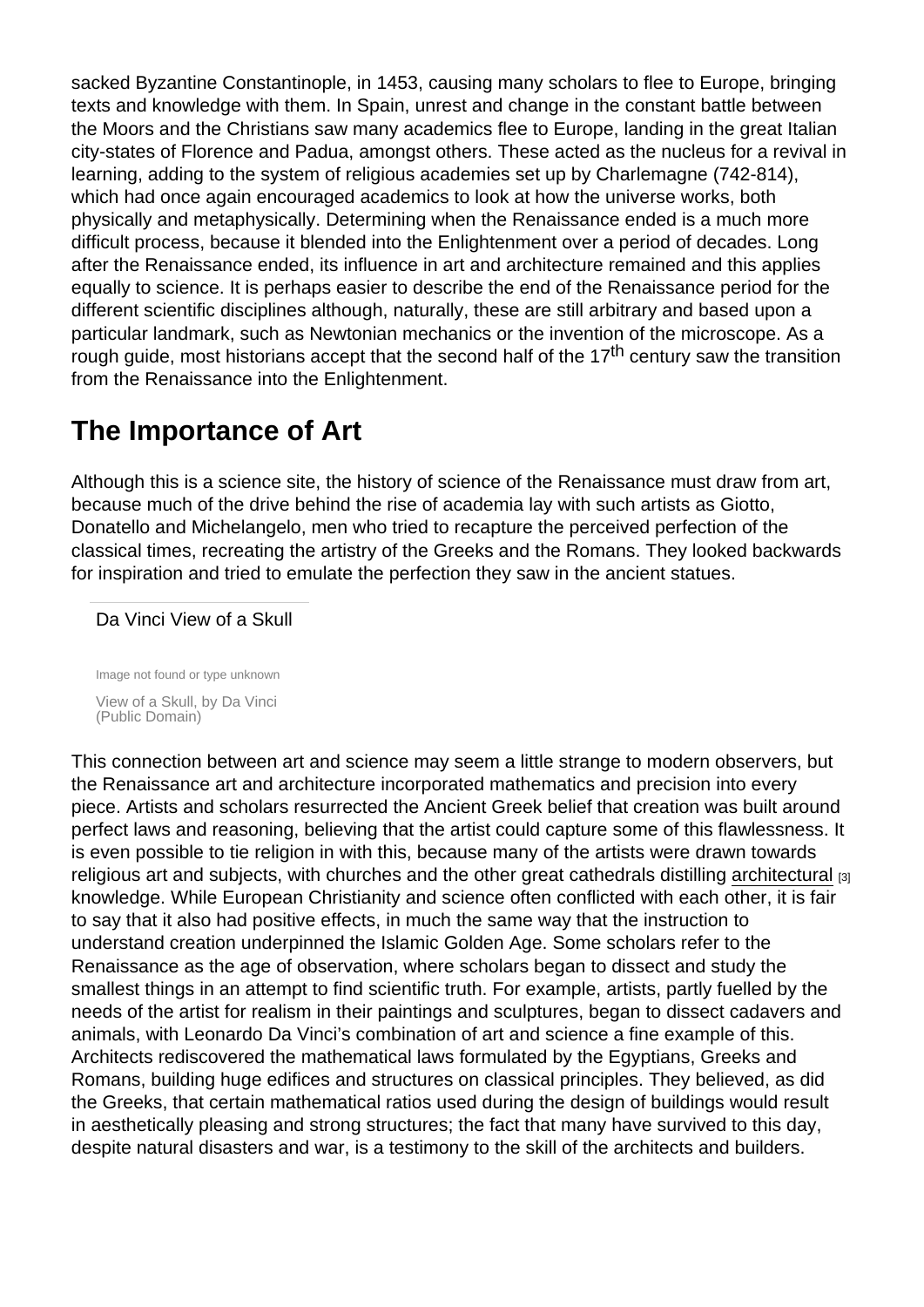sacked Byzantine Constantinople, in 1453, causing many scholars to flee to Europe, bringing texts and knowledge with them. In Spain, unrest and change in the constant battle between the Moors and the Christians saw many academics flee to Europe, landing in the great Italian city-states of Florence and Padua, amongst others. These acted as the nucleus for a revival in learning, adding to the system of religious academies set up by Charlemagne (742-814), which had once again encouraged academics to look at how the universe works, both physically and metaphysically. Determining when the Renaissance ended is a much more difficult process, because it blended into the Enlightenment over a period of decades. Long after the Renaissance ended, its influence in art and architecture remained and this applies equally to science. It is perhaps easier to describe the end of the Renaissance period for the different scientific disciplines although, naturally, these are still arbitrary and based upon a particular landmark, such as Newtonian mechanics or the invention of the microscope. As a rough guide, most historians accept that the second half of the 17th century saw the transition from the Renaissance into the Enlightenment.

## The Importance of Art

Although this is a science site, the history of science of the Renaissance must draw from art, because much of the drive behind the rise of academia lay with such artists as Giotto, Donatello and Michelangelo, men who tried to recapture the perceived perfection of the classical times, recreating the artistry of the Greeks and the Romans. They looked backwards for inspiration and tried to emulate the perfection they saw in the ancient statues.

Da Vinci View of a Skull

Image not found or type unknown

View of a Skull, by Da Vinci (Public Domain)

This connection between art and science may seem a little strange to modern observers, but the Renaissance art and architecture incorporated mathematics and precision into every piece. Artists and scholars resurrected the Ancient Greek belief that creation was built around perfect laws and reasoning, believing that the artist could capture some of this flawlessness. It is even possible to tie religion in with this, because many of the artists were drawn towards religious art and subjects, with churches and the other great cathedrals distilling architectural [3] knowledge. While European Christianity and science often conflicted with each other, it is fair to say that it also had positive effects, in much the same way that the instruction to understand creation underpinned the Islamic Golden Age. Some scholars refer to the Renaissance as the age of observation, where scholars began to dissect and study the smallest things in an attempt to find scientific truth. For example, artists, partly fuelled by the needs of the artist for realism in their paintings and sculptures, began to dissect cadavers and animals, with Leonardo Da Vinci's combination of art and science a fine example of this. Architects rediscovered the mathematical laws formulated by the Egyptians, Greeks and Romans, building huge edifices and structures on classical principles. They believed, as did the Greeks, that certain mathematical ratios used during the design of buildings would result in aesthetically pleasing and strong structures; the fact that many have survived to this day, despite natural disasters and war, is a testimony to the skill of the architects and builders.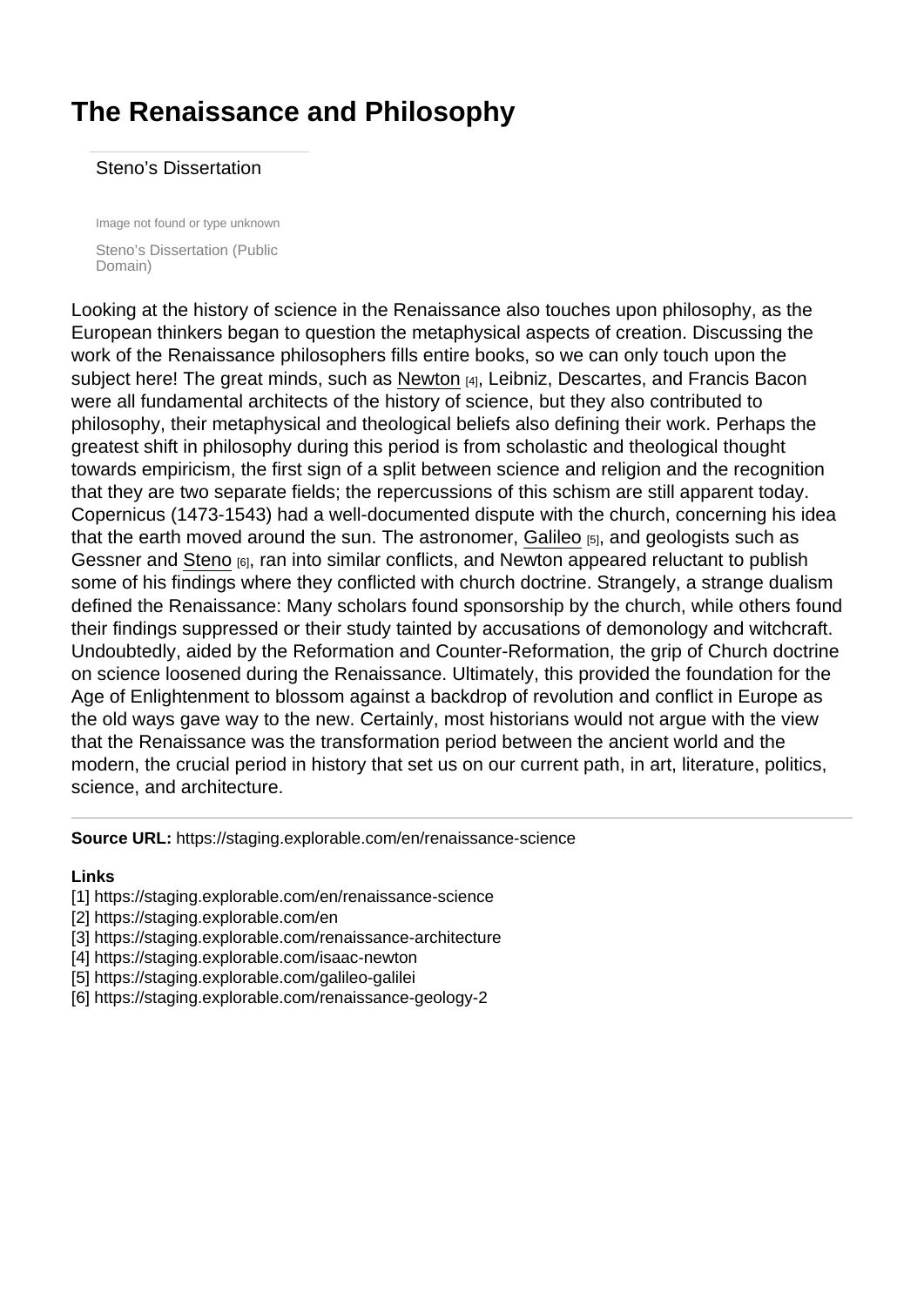# The Renaissance and Philosophy

Steno's Dissertation

Image not found or type unknown

Steno's Dissertation (Public Domain)

Looking at the history of science in the Renaissance also touches upon philosophy, as the European thinkers began to question the metaphysical aspects of creation. Discussing the work of the Renaissance philosophers fills entire books, so we can only touch upon the subject here! The great minds, such as Newton [4], Leibniz, Descartes, and Francis Bacon were all fundamental architects of the history of science, but they also contributed to philosophy, their metaphysical and theological beliefs also defining their work. Perhaps the greatest shift in philosophy during this period is from scholastic and theological thought towards empiricism, the first sign of a split between science and religion and the recognition that they are two separate fields; the repercussions of this schism are still apparent today. Copernicus (1473-1543) had a well-documented dispute with the church, concerning his idea that the earth moved around the sun. The astronomer, Galileo [5], and geologists such as Gessner and Steno [6], ran into similar conflicts, and Newton appeared reluctant to publish some of his findings where they conflicted with church doctrine. Strangely, a strange dualism defined the Renaissance: Many scholars found sponsorship by the church, while others found their findings suppressed or their study tainted by accusations of demonology and witchcraft. Undoubtedly, aided by the Reformation and Counter-Reformation, the grip of Church doctrine on science loosened during the Renaissance. Ultimately, this provided the foundation for the Age of Enlightenment to blossom against a backdrop of revolution and conflict in Europe as the old ways gave way to the new. Certainly, most historians would not argue with the view that the Renaissance was the transformation period between the ancient world and the modern, the crucial period in history that set us on our current path, in art, literature, politics, science, and architecture.

---

**Source URL:** https://staging.explorable.com/en/renaissance-science

**Links**
[1] https://staging.explorable.com/en/renaissance-science
[2] https://staging.explorable.com/en
[3] https://staging.explorable.com/renaissance-architecture
[4] https://staging.explorable.com/isaac-newton
[5] https://staging.explorable.com/galileo-galilei
[6] https://staging.explorable.com/renaissance-geology-2